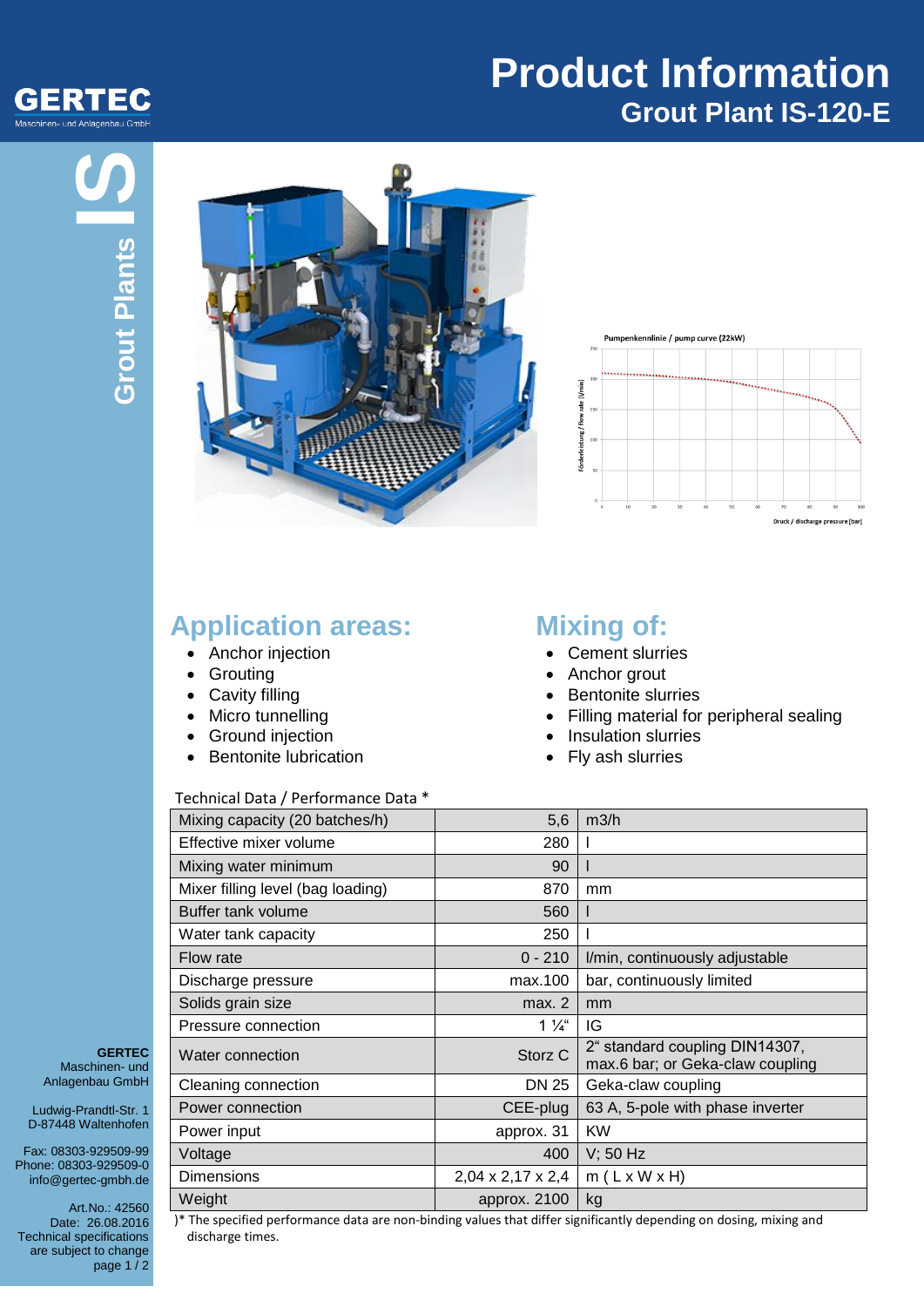# Product Information

## Grout Plant IS-120-E

GERTEC
Maschinen- und Anlagenbau GmbH

Grout Plants IS

## Application areas:

- Anchor injection
- Grouting
- Cavity filling
- Micro tunnelling
- Ground injection
- Bentonite lubrication

## Mixing of:

- Cement slurries
- Anchor grout
- Bentonite slurries
- Filling material for peripheral sealing
- Insulation slurries
- Fly ash slurries

Technical Data / Performance Data *

| Parameter | Value | Unit |
|---|---|---|
| Mixing capacity (20 batches/h) | 5,6 | m3/h |
| Effective mixer volume | 280 | l |
| Mixing water minimum | 90 | l |
| Mixer filling level (bag loading) | 870 | mm |
| Buffer tank volume | 560 | l |
| Water tank capacity | 250 | l |
| Flow rate | 0 - 210 | l/min, continuously adjustable |
| Discharge pressure | max.100 | bar, continuously limited |
| Solids grain size | max. 2 | mm |
| Pressure connection | 1 ¼“ | IG |
| Water connection | Storz C | 2“ standard coupling DIN14307, max.6 bar; or Geka-claw coupling |
| Cleaning connection | DN 25 | Geka-claw coupling |
| Power connection | CEE-plug | 63 A, 5-pole with phase inverter |
| Power input | approx. 31 | KW |
| Voltage | 400 | V; 50 Hz |
| Dimensions | 2,04 x 2,17 x 2,4 | m ( L x W x H) |
| Weight | approx. 2100 | kg |

)* The specified performance data are non-binding values that differ significantly depending on dosing, mixing and discharge times.

**GERTEC**
Maschinen- und Anlagenbau GmbH

Ludwig-Prandtl-Str. 1
D-87448 Waltenhofen

Fax: 08303-929509-99
Phone: 08303-929509-0
info@gertec-gmbh.de

Art.No.: 42560
Date: 26.08.2016
Technical specifications are subject to change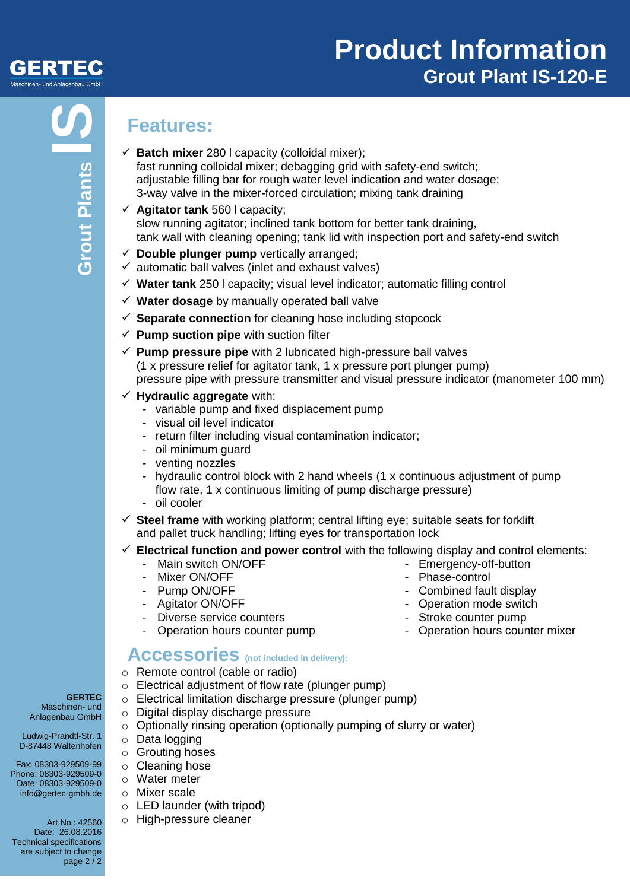# Product Information
## Grout Plant IS-120-E

## Features:

- ✓ **Batch mixer** 280 l capacity (colloidal mixer);
  fast running colloidal mixer; debagging grid with safety-end switch;
  adjustable filling bar for rough water level indication and water dosage;
  3-way valve in the mixer-forced circulation; mixing tank draining
- ✓ **Agitator tank** 560 l capacity;
  slow running agitator; inclined tank bottom for better tank draining,
  tank wall with cleaning opening; tank lid with inspection port and safety-end switch
- ✓ **Double plunger pump** vertically arranged;
- ✓ automatic ball valves (inlet and exhaust valves)
- ✓ **Water tank** 250 l capacity; visual level indicator; automatic filling control
- ✓ **Water dosage** by manually operated ball valve
- ✓ **Separate connection** for cleaning hose including stopcock
- ✓ **Pump suction pipe** with suction filter
- ✓ **Pump pressure pipe** with 2 lubricated high-pressure ball valves
  (1 x pressure relief for agitator tank, 1 x pressure port plunger pump)
  pressure pipe with pressure transmitter and visual pressure indicator (manometer 100 mm)
- ✓ **Hydraulic aggregate** with:
  - variable pump and fixed displacement pump
  - visual oil level indicator
  - return filter including visual contamination indicator;
  - oil minimum guard
  - venting nozzles
  - hydraulic control block with 2 hand wheels (1 x continuous adjustment of pump flow rate, 1 x continuous limiting of pump discharge pressure)
  - oil cooler
- ✓ **Steel frame** with working platform; central lifting eye; suitable seats for forklift and pallet truck handling; lifting eyes for transportation lock
- ✓ **Electrical function and power control** with the following display and control elements:
  - Main switch ON/OFF
  - Mixer ON/OFF
  - Pump ON/OFF
  - Agitator ON/OFF
  - Diverse service counters
  - Operation hours counter pump
  - Emergency-off-button
  - Phase-control
  - Combined fault display
  - Operation mode switch
  - Stroke counter pump
  - Operation hours counter mixer

## Accessories (not included in delivery):

- Remote control (cable or radio)
- Electrical adjustment of flow rate (plunger pump)
- Electrical limitation discharge pressure (plunger pump)
- Digital display discharge pressure
- Optionally rinsing operation (optionally pumping of slurry or water)
- Data logging
- Grouting hoses
- Cleaning hose
- Water meter
- Mixer scale
- LED launder (with tripod)
- High-pressure cleaner

**GERTEC**
Maschinen- und Anlagenbau GmbH

Ludwig-Prandtl-Str. 1
D-87448 Waltenhofen

Fax: 08303-929509-99
Phone: 08303-929509-0
Date: 08303-929509-0
info@gertec-gmbh.de

Art.No.: 42560
Date: 26.08.2016
Technical specifications are subject to change